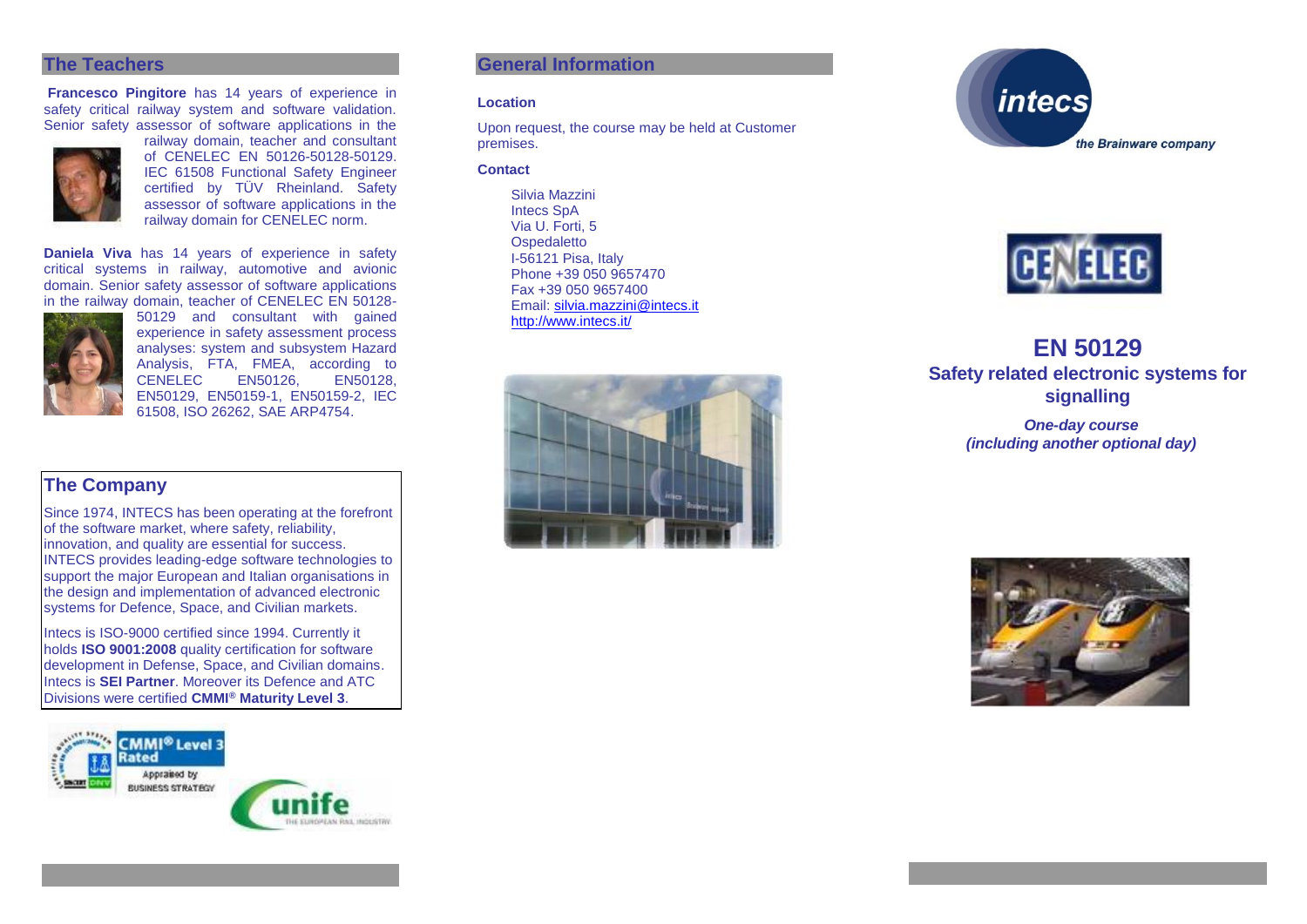## The Teachers

**Francesco Pingitore** has 14 years of experience in safety critical railway system and software validation. Senior safety assessor of software applications in the railway domain, teacher and consultant of CENELEC EN 50126-50128-50129. IEC 61508 Functional Safety Engineer certified by TÜV Rheinland. Safety assessor of software applications in the railway domain for CENELEC norm.

**Daniela Viva** has 14 years of experience in safety critical systems in railway, automotive and avionic domain. Senior safety assessor of software applications in the railway domain, teacher of CENELEC EN 50128-50129 and consultant with gained experience in safety assessment process analyses: system and subsystem Hazard Analysis, FTA, FMEA, according to CENELEC EN50126, EN50128, EN50129, EN50159-1, EN50159-2, IEC 61508, ISO 26262, SAE ARP4754.

## The Company

Since 1974, INTECS has been operating at the forefront of the software market, where safety, reliability, innovation, and quality are essential for success. INTECS provides leading-edge software technologies to support the major European and Italian organisations in the design and implementation of advanced electronic systems for Defence, Space, and Civilian markets.

Intecs is ISO-9000 certified since 1994. Currently it holds **ISO 9001:2008** quality certification for software development in Defense, Space, and Civilian domains. Intecs is **SEI Partner**. Moreover its Defence and ATC Divisions were certified **CMMI® Maturity Level 3**.

## General Information

**Location**

Upon request, the course may be held at Customer premises.

**Contact**

Silvia Mazzini
Intecs SpA
Via U. Forti, 5
Ospedaletto
I-56121 Pisa, Italy
Phone +39 050 9657470
Fax +39 050 9657400
Email: silvia.mazzini@intecs.it
http://www.intecs.it/

intecs — the Brainware company

CENELEC

# EN 50129

## Safety related electronic systems for signalling

***One-day course***
***(including another optional day)***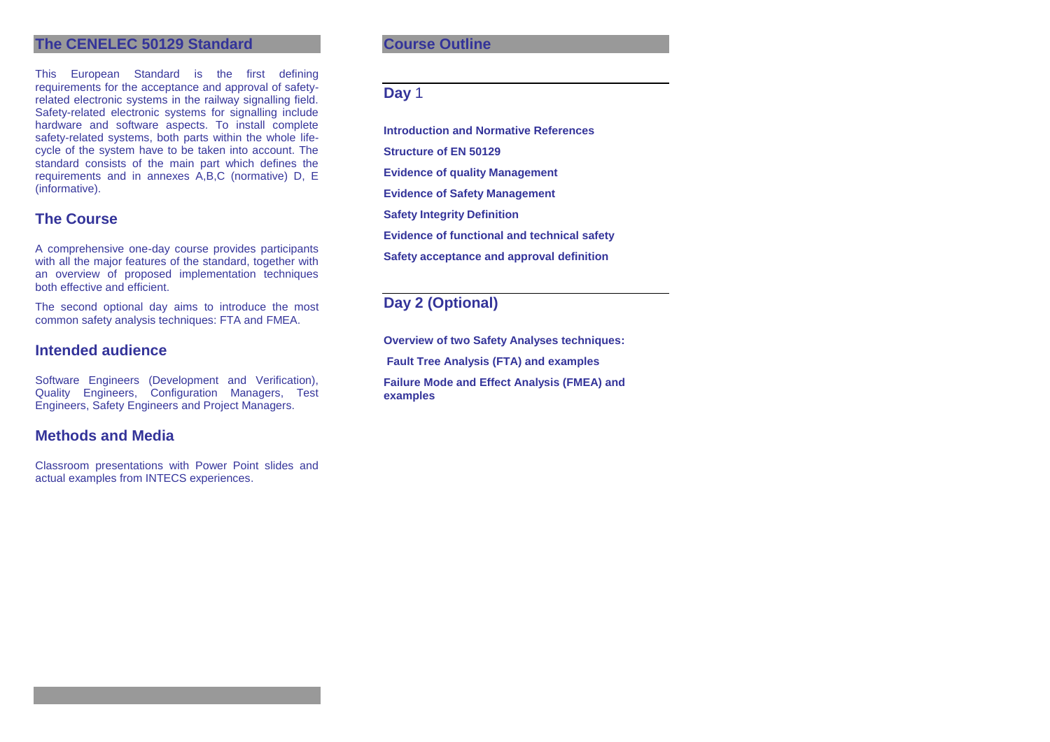## The CENELEC 50129 Standard

This European Standard is the first defining requirements for the acceptance and approval of safety-related electronic systems in the railway signalling field. Safety-related electronic systems for signalling include hardware and software aspects. To install complete safety-related systems, both parts within the whole life-cycle of the system have to be taken into account. The standard consists of the main part which defines the requirements and in annexes A,B,C (normative) D, E (informative).

## The Course

A comprehensive one-day course provides participants with all the major features of the standard, together with an overview of proposed implementation techniques both effective and efficient.

The second optional day aims to introduce the most common safety analysis techniques: FTA and FMEA.

## Intended audience

Software Engineers (Development and Verification), Quality Engineers, Configuration Managers, Test Engineers, Safety Engineers and Project Managers.

## Methods and Media

Classroom presentations with Power Point slides and actual examples from INTECS experiences.

## Course Outline

### Day 1

**Introduction and Normative References**

**Structure of EN 50129**

**Evidence of quality Management**

**Evidence of Safety Management**

**Safety Integrity Definition**

**Evidence of functional and technical safety**

**Safety acceptance and approval definition**

### Day 2 (Optional)

**Overview of two Safety Analyses techniques:**

**Fault Tree Analysis (FTA) and examples**

**Failure Mode and Effect Analysis (FMEA) and examples**